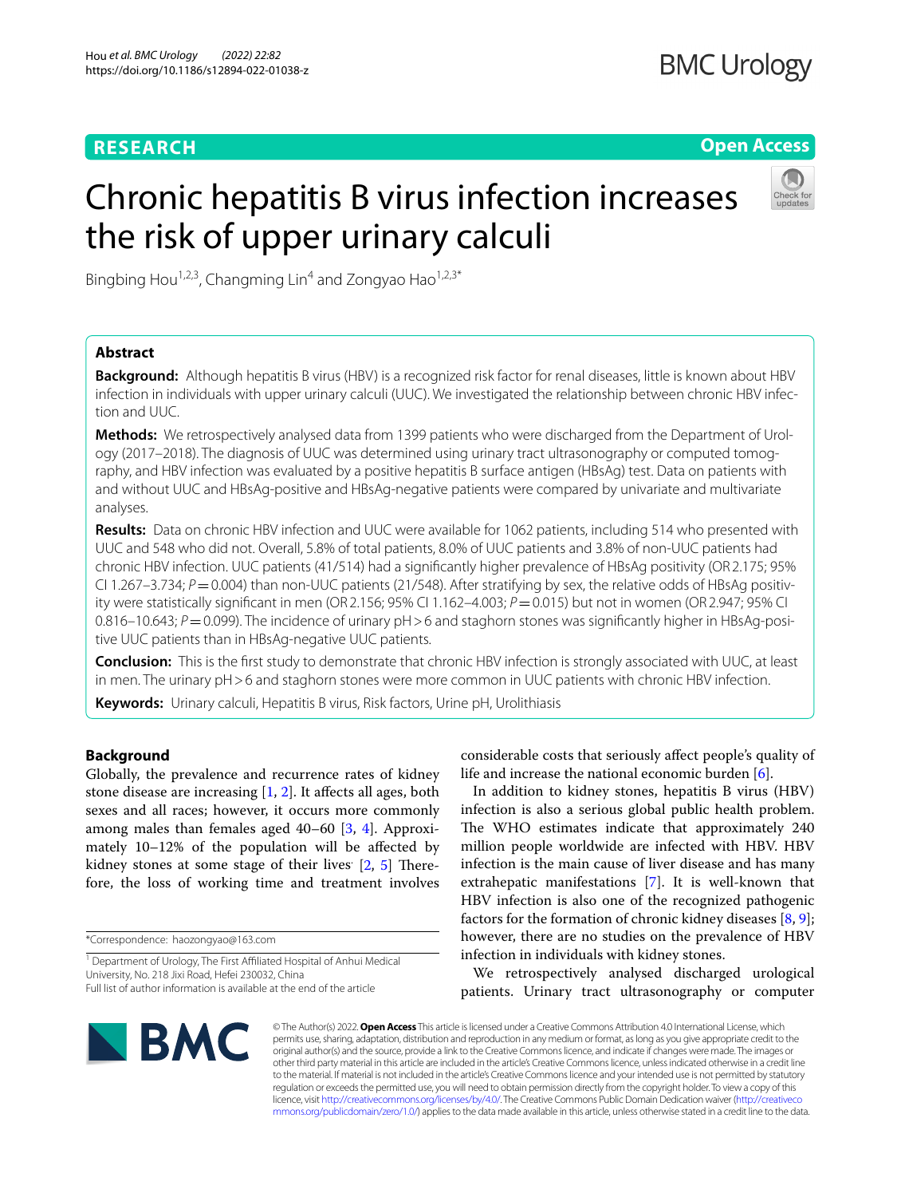**RESEARCH** **Open Access**

# Chronic hepatitis B virus infection increases the risk of upper urinary calculi

Bingbing Hou[1,2,3], Changming Lin[4] and Zongyao Hao[1,2,3*]

## Abstract

**Background:** Although hepatitis B virus (HBV) is a recognized risk factor for renal diseases, little is known about HBV infection in individuals with upper urinary calculi (UUC). We investigated the relationship between chronic HBV infection and UUC.

**Methods:** We retrospectively analysed data from 1399 patients who were discharged from the Department of Urology (2017–2018). The diagnosis of UUC was determined using urinary tract ultrasonography or computed tomography, and HBV infection was evaluated by a positive hepatitis B surface antigen (HBsAg) test. Data on patients with and without UUC and HBsAg-positive and HBsAg-negative patients were compared by univariate and multivariate analyses.

**Results:** Data on chronic HBV infection and UUC were available for 1062 patients, including 514 who presented with UUC and 548 who did not. Overall, 5.8% of total patients, 8.0% of UUC patients and 3.8% of non-UUC patients had chronic HBV infection. UUC patients (41/514) had a significantly higher prevalence of HBsAg positivity (OR 2.175; 95% CI 1.267–3.734; $P=0.004$) than non-UUC patients (21/548). After stratifying by sex, the relative odds of HBsAg positivity were statistically significant in men (OR 2.156; 95% CI 1.162–4.003; $P=0.015$) but not in women (OR 2.947; 95% CI 0.816–10.643; $P=0.099$). The incidence of urinary pH > 6 and staghorn stones was significantly higher in HBsAg-positive UUC patients than in HBsAg-negative UUC patients.

**Conclusion:** This is the first study to demonstrate that chronic HBV infection is strongly associated with UUC, at least in men. The urinary pH > 6 and staghorn stones were more common in UUC patients with chronic HBV infection.

**Keywords:** Urinary calculi, Hepatitis B virus, Risk factors, Urine pH, Urolithiasis

## Background

Globally, the prevalence and recurrence rates of kidney stone disease are increasing [1, 2]. It affects all ages, both sexes and all races; however, it occurs more commonly among males than females aged 40–60 [3, 4]. Approximately 10–12% of the population will be affected by kidney stones at some stage of their lives [2, 5] Therefore, the loss of working time and treatment involves considerable costs that seriously affect people's quality of life and increase the national economic burden [6].

In addition to kidney stones, hepatitis B virus (HBV) infection is also a serious global public health problem. The WHO estimates indicate that approximately 240 million people worldwide are infected with HBV. HBV infection is the main cause of liver disease and has many extrahepatic manifestations [7]. It is well-known that HBV infection is also one of the recognized pathogenic factors for the formation of chronic kidney diseases [8, 9]; however, there are no studies on the prevalence of HBV infection in individuals with kidney stones.

We retrospectively analysed discharged urological patients. Urinary tract ultrasonography or computer

*Correspondence: haozongyao@163.com

[1] Department of Urology, The First Affiliated Hospital of Anhui Medical University, No. 218 Jixi Road, Hefei 230032, China

Full list of author information is available at the end of the article

© The Author(s) 2022. **Open Access** This article is licensed under a Creative Commons Attribution 4.0 International License, which permits use, sharing, adaptation, distribution and reproduction in any medium or format, as long as you give appropriate credit to the original author(s) and the source, provide a link to the Creative Commons licence, and indicate if changes were made. The images or other third party material in this article are included in the article's Creative Commons licence, unless indicated otherwise in a credit line to the material. If material is not included in the article's Creative Commons licence and your intended use is not permitted by statutory regulation or exceeds the permitted use, you will need to obtain permission directly from the copyright holder. To view a copy of this licence, visit http://creativecommons.org/licenses/by/4.0/. The Creative Commons Public Domain Dedication waiver (http://creativecommons.org/publicdomain/zero/1.0/) applies to the data made available in this article, unless otherwise stated in a credit line to the data.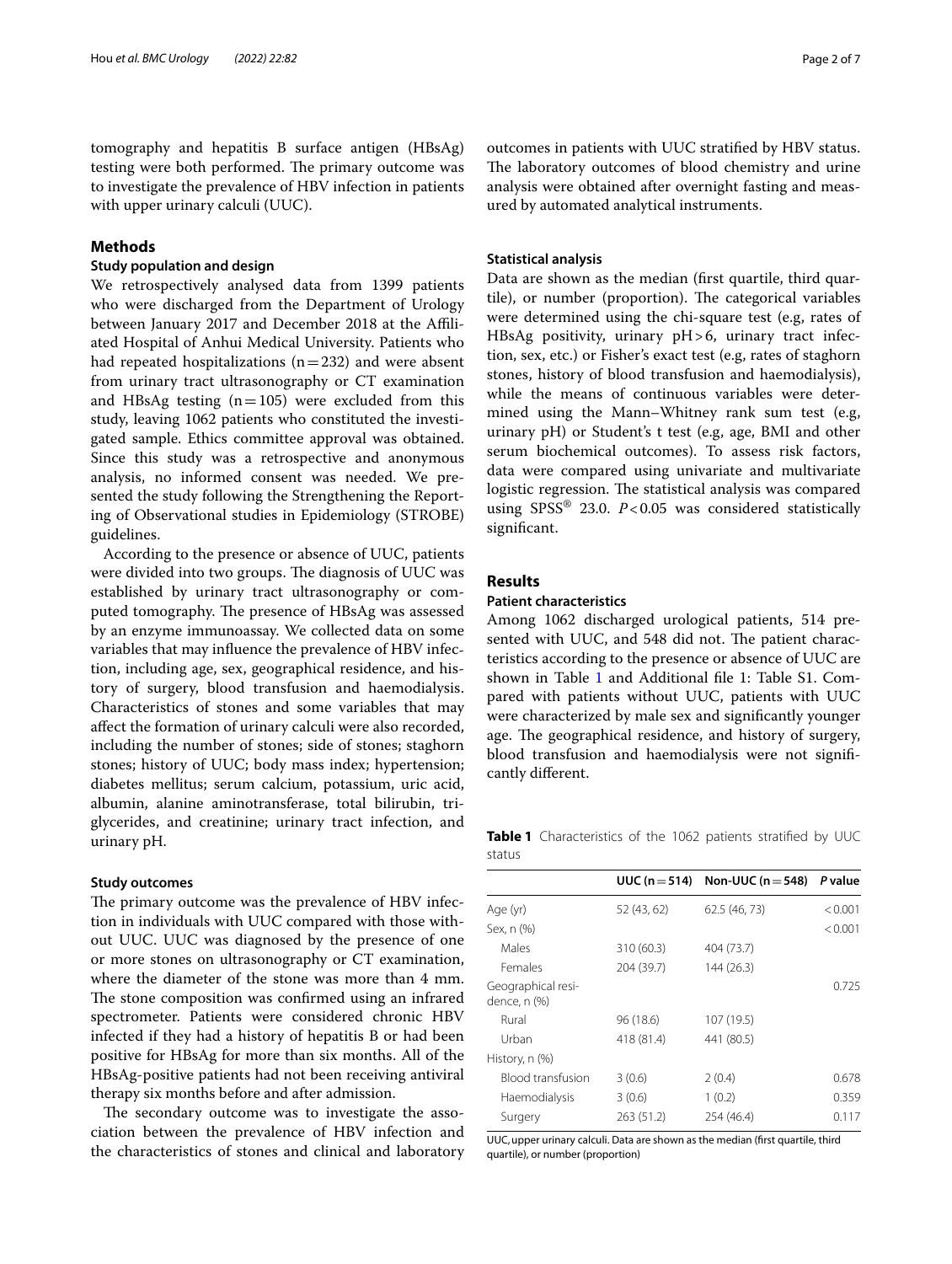tomography and hepatitis B surface antigen (HBsAg) testing were both performed. The primary outcome was to investigate the prevalence of HBV infection in patients with upper urinary calculi (UUC).

## Methods

### Study population and design

We retrospectively analysed data from 1399 patients who were discharged from the Department of Urology between January 2017 and December 2018 at the Affiliated Hospital of Anhui Medical University. Patients who had repeated hospitalizations (n = 232) and were absent from urinary tract ultrasonography or CT examination and HBsAg testing (n = 105) were excluded from this study, leaving 1062 patients who constituted the investigated sample. Ethics committee approval was obtained. Since this study was a retrospective and anonymous analysis, no informed consent was needed. We presented the study following the Strengthening the Reporting of Observational studies in Epidemiology (STROBE) guidelines.

According to the presence or absence of UUC, patients were divided into two groups. The diagnosis of UUC was established by urinary tract ultrasonography or computed tomography. The presence of HBsAg was assessed by an enzyme immunoassay. We collected data on some variables that may influence the prevalence of HBV infection, including age, sex, geographical residence, and history of surgery, blood transfusion and haemodialysis. Characteristics of stones and some variables that may affect the formation of urinary calculi were also recorded, including the number of stones; side of stones; staghorn stones; history of UUC; body mass index; hypertension; diabetes mellitus; serum calcium, potassium, uric acid, albumin, alanine aminotransferase, total bilirubin, triglycerides, and creatinine; urinary tract infection, and urinary pH.

### Study outcomes

The primary outcome was the prevalence of HBV infection in individuals with UUC compared with those without UUC. UUC was diagnosed by the presence of one or more stones on ultrasonography or CT examination, where the diameter of the stone was more than 4 mm. The stone composition was confirmed using an infrared spectrometer. Patients were considered chronic HBV infected if they had a history of hepatitis B or had been positive for HBsAg for more than six months. All of the HBsAg-positive patients had not been receiving antiviral therapy six months before and after admission.

The secondary outcome was to investigate the association between the prevalence of HBV infection and the characteristics of stones and clinical and laboratory outcomes in patients with UUC stratified by HBV status. The laboratory outcomes of blood chemistry and urine analysis were obtained after overnight fasting and measured by automated analytical instruments.

### Statistical analysis

Data are shown as the median (first quartile, third quartile), or number (proportion). The categorical variables were determined using the chi-square test (e.g, rates of HBsAg positivity, urinary pH > 6, urinary tract infection, sex, etc.) or Fisher's exact test (e.g, rates of staghorn stones, history of blood transfusion and haemodialysis), while the means of continuous variables were determined using the Mann–Whitney rank sum test (e.g, urinary pH) or Student's t test (e.g, age, BMI and other serum biochemical outcomes). To assess risk factors, data were compared using univariate and multivariate logistic regression. The statistical analysis was compared using SPSS® 23.0. $P < 0.05$ was considered statistically significant.

## Results

### Patient characteristics

Among 1062 discharged urological patients, 514 presented with UUC, and 548 did not. The patient characteristics according to the presence or absence of UUC are shown in Table 1 and Additional file 1: Table S1. Compared with patients without UUC, patients with UUC were characterized by male sex and significantly younger age. The geographical residence, and history of surgery, blood transfusion and haemodialysis were not significantly different.

**Table 1** Characteristics of the 1062 patients stratified by UUC status

| | UUC (n = 514) | Non-UUC (n = 548) | *P* value |
|---|---|---|---|
| Age (yr) | 52 (43, 62) | 62.5 (46, 73) | < 0.001 |
| Sex, n (%) | | | < 0.001 |
| Males | 310 (60.3) | 404 (73.7) | |
| Females | 204 (39.7) | 144 (26.3) | |
| Geographical residence, n (%) | | | 0.725 |
| Rural | 96 (18.6) | 107 (19.5) | |
| Urban | 418 (81.4) | 441 (80.5) | |
| History, n (%) | | | |
| Blood transfusion | 3 (0.6) | 2 (0.4) | 0.678 |
| Haemodialysis | 3 (0.6) | 1 (0.2) | 0.359 |
| Surgery | 263 (51.2) | 254 (46.4) | 0.117 |

UUC, upper urinary calculi. Data are shown as the median (first quartile, third quartile), or number (proportion)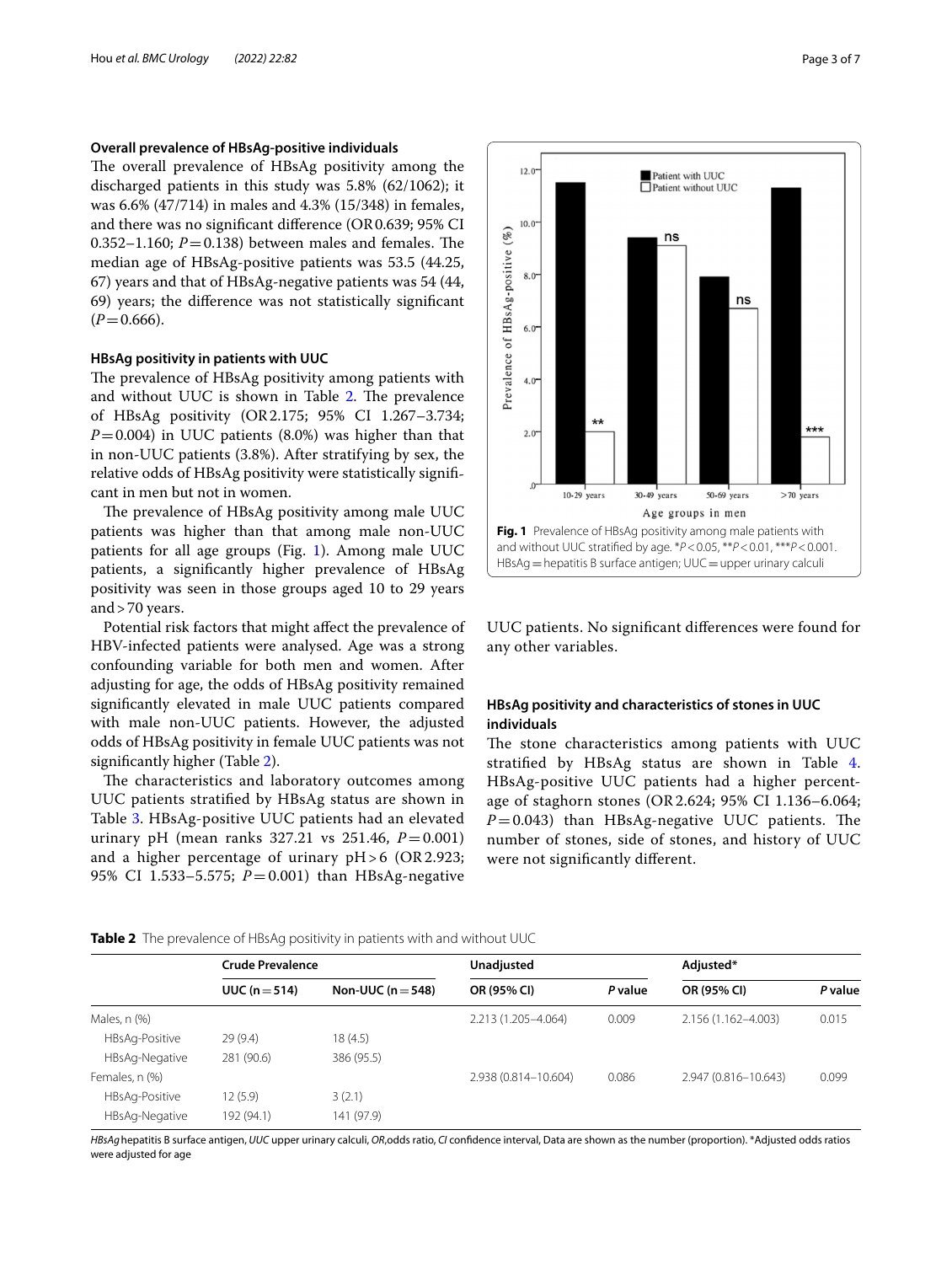### Overall prevalence of HBsAg-positive individuals

The overall prevalence of HBsAg positivity among the discharged patients in this study was 5.8% (62/1062); it was 6.6% (47/714) in males and 4.3% (15/348) in females, and there was no significant difference (OR 0.639; 95% CI 0.352–1.160; $P = 0.138$) between males and females. The median age of HBsAg-positive patients was 53.5 (44.25, 67) years and that of HBsAg-negative patients was 54 (44, 69) years; the difference was not statistically significant ($P = 0.666$).

### HBsAg positivity in patients with UUC

The prevalence of HBsAg positivity among patients with and without UUC is shown in Table 2. The prevalence of HBsAg positivity (OR 2.175; 95% CI 1.267–3.734; $P = 0.004$) in UUC patients (8.0%) was higher than that in non-UUC patients (3.8%). After stratifying by sex, the relative odds of HBsAg positivity were statistically significant in men but not in women.

The prevalence of HBsAg positivity among male UUC patients was higher than that among male non-UUC patients for all age groups (Fig. 1). Among male UUC patients, a significantly higher prevalence of HBsAg positivity was seen in those groups aged 10 to 29 years and > 70 years.

Potential risk factors that might affect the prevalence of HBV-infected patients were analysed. Age was a strong confounding variable for both men and women. After adjusting for age, the odds of HBsAg positivity remained significantly elevated in male UUC patients compared with male non-UUC patients. However, the adjusted odds of HBsAg positivity in female UUC patients was not significantly higher (Table 2).

The characteristics and laboratory outcomes among UUC patients stratified by HBsAg status are shown in Table 3. HBsAg-positive UUC patients had an elevated urinary pH (mean ranks 327.21 vs 251.46, $P = 0.001$) and a higher percentage of urinary pH > 6 (OR 2.923; 95% CI 1.533–5.575; $P = 0.001$) than HBsAg-negative UUC patients. No significant differences were found for any other variables.

**Fig. 1** Prevalence of HBsAg positivity among male patients with and without UUC stratified by age. *$P < 0.05$, **$P < 0.01$, ***$P < 0.001$. HBsAg = hepatitis B surface antigen; UUC = upper urinary calculi

### HBsAg positivity and characteristics of stones in UUC individuals

The stone characteristics among patients with UUC stratified by HBsAg status are shown in Table 4. HBsAg-positive UUC patients had a higher percentage of staghorn stones (OR 2.624; 95% CI 1.136–6.064; $P = 0.043$) than HBsAg-negative UUC patients. The number of stones, side of stones, and history of UUC were not significantly different.

**Table 2** The prevalence of HBsAg positivity in patients with and without UUC

| | Crude Prevalence | | Unadjusted | | Adjusted* | |
|---|---|---|---|---|---|---|
| | UUC (n = 514) | Non-UUC (n = 548) | OR (95% CI) | P value | OR (95% CI) | P value |
| Males, n (%) | | | 2.213 (1.205–4.064) | 0.009 | 2.156 (1.162–4.003) | 0.015 |
| HBsAg-Positive | 29 (9.4) | 18 (4.5) | | | | |
| HBsAg-Negative | 281 (90.6) | 386 (95.5) | | | | |
| Females, n (%) | | | 2.938 (0.814–10.604) | 0.086 | 2.947 (0.816–10.643) | 0.099 |
| HBsAg-Positive | 12 (5.9) | 3 (2.1) | | | | |
| HBsAg-Negative | 192 (94.1) | 141 (97.9) | | | | |

*HBsAg* hepatitis B surface antigen, *UUC* upper urinary calculi, *OR*,odds ratio, *CI* confidence interval, Data are shown as the number (proportion). *Adjusted odds ratios were adjusted for age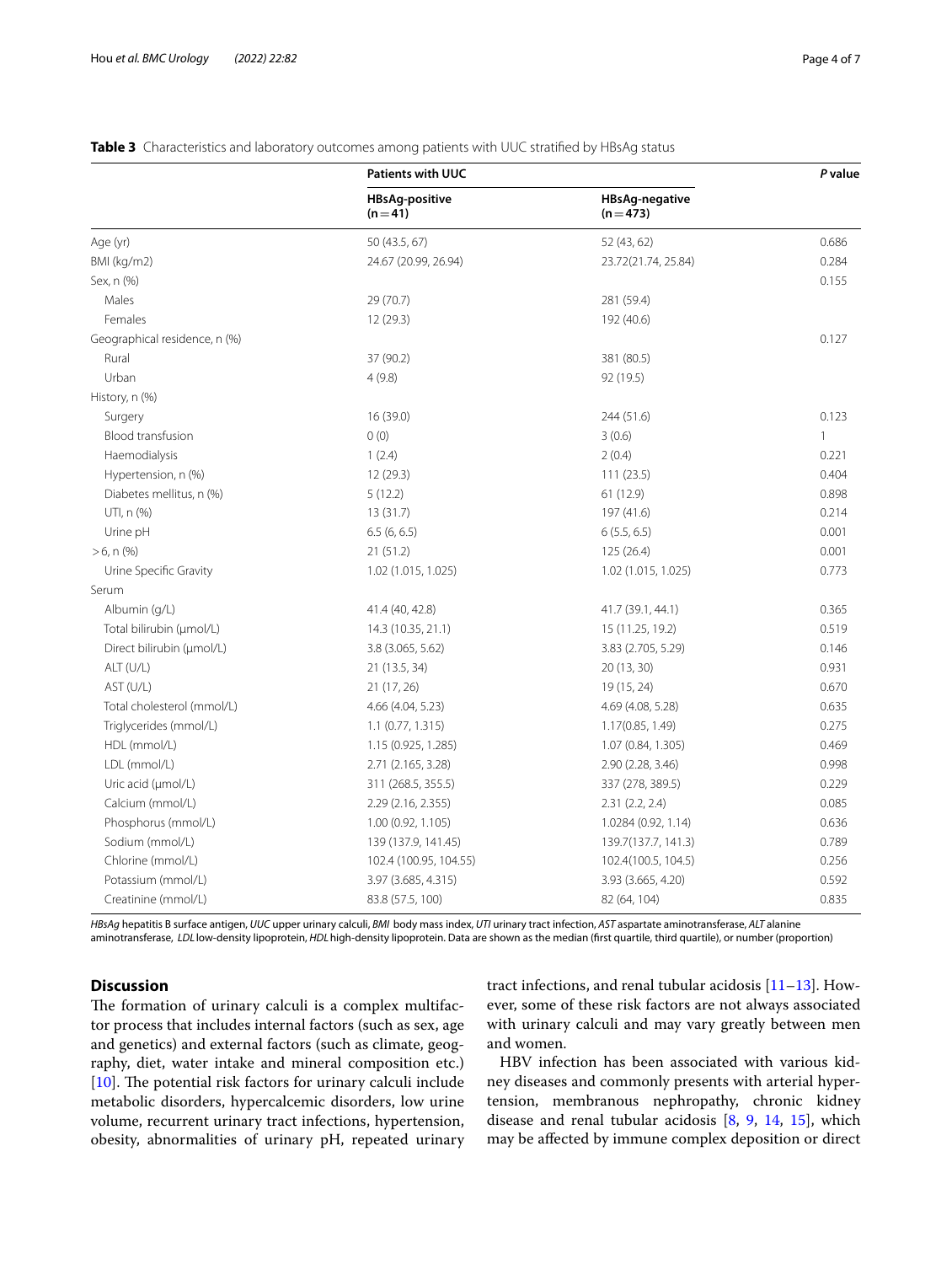**Table 3** Characteristics and laboratory outcomes among patients with UUC stratified by HBsAg status

| | Patients with UUC | | *P* value |
|---|---|---|---|
| | HBsAg-positive (n = 41) | HBsAg-negative (n = 473) | |
| Age (yr) | 50 (43.5, 67) | 52 (43, 62) | 0.686 |
| BMI (kg/m2) | 24.67 (20.99, 26.94) | 23.72(21.74, 25.84) | 0.284 |
| Sex, n (%) | | | 0.155 |
| Males | 29 (70.7) | 281 (59.4) | |
| Females | 12 (29.3) | 192 (40.6) | |
| Geographical residence, n (%) | | | 0.127 |
| Rural | 37 (90.2) | 381 (80.5) | |
| Urban | 4 (9.8) | 92 (19.5) | |
| History, n (%) | | | |
| Surgery | 16 (39.0) | 244 (51.6) | 0.123 |
| Blood transfusion | 0 (0) | 3 (0.6) | 1 |
| Haemodialysis | 1 (2.4) | 2 (0.4) | 0.221 |
| Hypertension, n (%) | 12 (29.3) | 111 (23.5) | 0.404 |
| Diabetes mellitus, n (%) | 5 (12.2) | 61 (12.9) | 0.898 |
| UTI, n (%) | 13 (31.7) | 197 (41.6) | 0.214 |
| Urine pH | 6.5 (6, 6.5) | 6 (5.5, 6.5) | 0.001 |
| > 6, n (%) | 21 (51.2) | 125 (26.4) | 0.001 |
| Urine Specific Gravity | 1.02 (1.015, 1.025) | 1.02 (1.015, 1.025) | 0.773 |
| Serum | | | |
| Albumin (g/L) | 41.4 (40, 42.8) | 41.7 (39.1, 44.1) | 0.365 |
| Total bilirubin (μmol/L) | 14.3 (10.35, 21.1) | 15 (11.25, 19.2) | 0.519 |
| Direct bilirubin (μmol/L) | 3.8 (3.065, 5.62) | 3.83 (2.705, 5.29) | 0.146 |
| ALT (U/L) | 21 (13.5, 34) | 20 (13, 30) | 0.931 |
| AST (U/L) | 21 (17, 26) | 19 (15, 24) | 0.670 |
| Total cholesterol (mmol/L) | 4.66 (4.04, 5.23) | 4.69 (4.08, 5.28) | 0.635 |
| Triglycerides (mmol/L) | 1.1 (0.77, 1.315) | 1.17(0.85, 1.49) | 0.275 |
| HDL (mmol/L) | 1.15 (0.925, 1.285) | 1.07 (0.84, 1.305) | 0.469 |
| LDL (mmol/L) | 2.71 (2.165, 3.28) | 2.90 (2.28, 3.46) | 0.998 |
| Uric acid (μmol/L) | 311 (268.5, 355.5) | 337 (278, 389.5) | 0.229 |
| Calcium (mmol/L) | 2.29 (2.16, 2.355) | 2.31 (2.2, 2.4) | 0.085 |
| Phosphorus (mmol/L) | 1.00 (0.92, 1.105) | 1.0284 (0.92, 1.14) | 0.636 |
| Sodium (mmol/L) | 139 (137.9, 141.45) | 139.7(137.7, 141.3) | 0.789 |
| Chlorine (mmol/L) | 102.4 (100.95, 104.55) | 102.4(100.5, 104.5) | 0.256 |
| Potassium (mmol/L) | 3.97 (3.685, 4.315) | 3.93 (3.665, 4.20) | 0.592 |
| Creatinine (mmol/L) | 83.8 (57.5, 100) | 82 (64, 104) | 0.835 |

*HBsAg* hepatitis B surface antigen, *UUC* upper urinary calculi, *BMI* body mass index, *UTI* urinary tract infection, *AST* aspartate aminotransferase, *ALT* alanine aminotransferase, *LDL* low-density lipoprotein, *HDL* high-density lipoprotein. Data are shown as the median (first quartile, third quartile), or number (proportion)

## Discussion

The formation of urinary calculi is a complex multifactor process that includes internal factors (such as sex, age and genetics) and external factors (such as climate, geography, diet, water intake and mineral composition etc.) [10]. The potential risk factors for urinary calculi include metabolic disorders, hypercalcemic disorders, low urine volume, recurrent urinary tract infections, hypertension, obesity, abnormalities of urinary pH, repeated urinary tract infections, and renal tubular acidosis [11–13]. However, some of these risk factors are not always associated with urinary calculi and may vary greatly between men and women.

HBV infection has been associated with various kidney diseases and commonly presents with arterial hypertension, membranous nephropathy, chronic kidney disease and renal tubular acidosis [8, 9, 14, 15], which may be affected by immune complex deposition or direct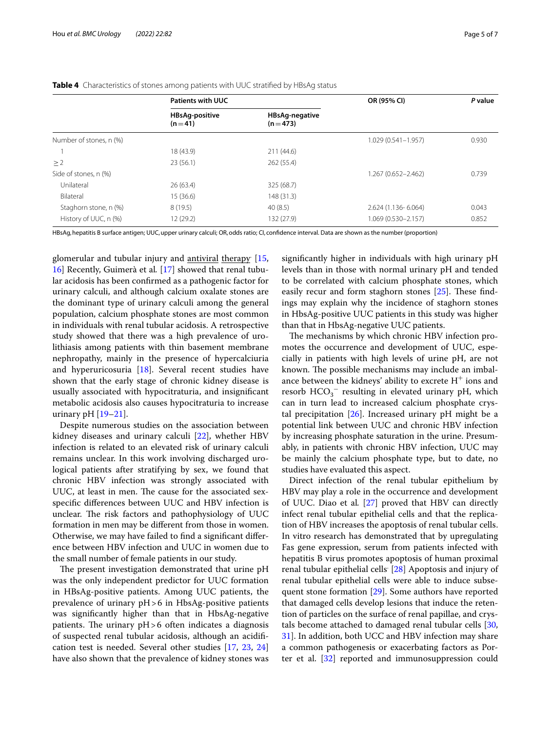**Table 4** Characteristics of stones among patients with UUC stratified by HBsAg status

| | Patients with UUC | | OR (95% CI) | *P* value |
|---|---|---|---|---|
| | HBsAg-positive (n = 41) | HBsAg-negative (n = 473) | | |
| Number of stones, n (%) | | | 1.029 (0.541–1.957) | 0.930 |
| 1 | 18 (43.9) | 211 (44.6) | | |
| ≥ 2 | 23 (56.1) | 262 (55.4) | | |
| Side of stones, n (%) | | | 1.267 (0.652–2.462) | 0.739 |
| Unilateral | 26 (63.4) | 325 (68.7) | | |
| Bilateral | 15 (36.6) | 148 (31.3) | | |
| Staghorn stone, n (%) | 8 (19.5) | 40 (8.5) | 2.624 (1.136- 6.064) | 0.043 |
| History of UUC, n (%) | 12 (29.2) | 132 (27.9) | 1.069 (0.530–2.157) | 0.852 |

HBsAg, hepatitis B surface antigen; UUC, upper urinary calculi; OR, odds ratio; CI, confidence interval. Data are shown as the number (proportion)

glomerular and tubular injury and antiviral therapy [15, 16] Recently, Guimerà et al. [17] showed that renal tubular acidosis has been confirmed as a pathogenic factor for urinary calculi, and although calcium oxalate stones are the dominant type of urinary calculi among the general population, calcium phosphate stones are most common in individuals with renal tubular acidosis. A retrospective study showed that there was a high prevalence of urolithiasis among patients with thin basement membrane nephropathy, mainly in the presence of hypercalciuria and hyperuricosuria [18]. Several recent studies have shown that the early stage of chronic kidney disease is usually associated with hypocitraturia, and insignificant metabolic acidosis also causes hypocitraturia to increase urinary pH [19–21].

Despite numerous studies on the association between kidney diseases and urinary calculi [22], whether HBV infection is related to an elevated risk of urinary calculi remains unclear. In this work involving discharged urological patients after stratifying by sex, we found that chronic HBV infection was strongly associated with UUC, at least in men. The cause for the associated sex-specific differences between UUC and HBV infection is unclear. The risk factors and pathophysiology of UUC formation in men may be different from those in women. Otherwise, we may have failed to find a significant difference between HBV infection and UUC in women due to the small number of female patients in our study.

The present investigation demonstrated that urine pH was the only independent predictor for UUC formation in HBsAg-positive patients. Among UUC patients, the prevalence of urinary pH > 6 in HbsAg-positive patients was significantly higher than that in HbsAg-negative patients. The urinary pH > 6 often indicates a diagnosis of suspected renal tubular acidosis, although an acidification test is needed. Several other studies [17, 23, 24] have also shown that the prevalence of kidney stones was significantly higher in individuals with high urinary pH levels than in those with normal urinary pH and tended to be correlated with calcium phosphate stones, which easily recur and form staghorn stones [25]. These findings may explain why the incidence of staghorn stones in HbsAg-positive UUC patients in this study was higher than that in HbsAg-negative UUC patients.

The mechanisms by which chronic HBV infection promotes the occurrence and development of UUC, especially in patients with high levels of urine pH, are not known. The possible mechanisms may include an imbalance between the kidneys' ability to excrete $H^+$ ions and resorb $HCO_3^-$ resulting in elevated urinary pH, which can in turn lead to increased calcium phosphate crystal precipitation [26]. Increased urinary pH might be a potential link between UUC and chronic HBV infection by increasing phosphate saturation in the urine. Presumably, in patients with chronic HBV infection, UUC may be mainly the calcium phosphate type, but to date, no studies have evaluated this aspect.

Direct infection of the renal tubular epithelium by HBV may play a role in the occurrence and development of UUC. Diao et al. [27] proved that HBV can directly infect renal tubular epithelial cells and that the replication of HBV increases the apoptosis of renal tubular cells. In vitro research has demonstrated that by upregulating Fas gene expression, serum from patients infected with hepatitis B virus promotes apoptosis of human proximal renal tubular epithelial cells [28] Apoptosis and injury of renal tubular epithelial cells were able to induce subsequent stone formation [29]. Some authors have reported that damaged cells develop lesions that induce the retention of particles on the surface of renal papillae, and crystals become attached to damaged renal tubular cells [30, 31]. In addition, both UCC and HBV infection may share a common pathogenesis or exacerbating factors as Porter et al. [32] reported and immunosuppression could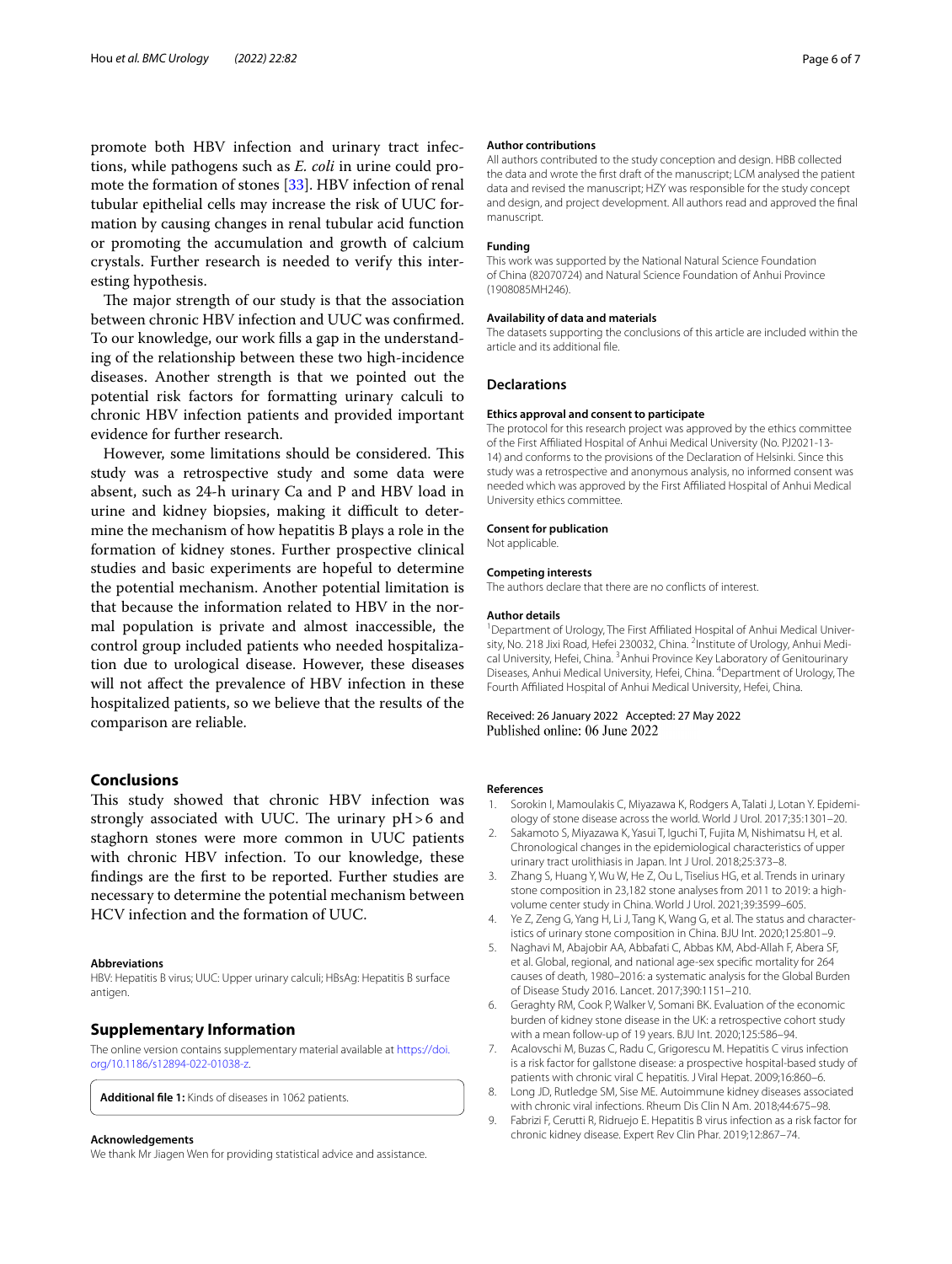promote both HBV infection and urinary tract infections, while pathogens such as *E. coli* in urine could promote the formation of stones [33]. HBV infection of renal tubular epithelial cells may increase the risk of UUC formation by causing changes in renal tubular acid function or promoting the accumulation and growth of calcium crystals. Further research is needed to verify this interesting hypothesis.

The major strength of our study is that the association between chronic HBV infection and UUC was confirmed. To our knowledge, our work fills a gap in the understanding of the relationship between these two high-incidence diseases. Another strength is that we pointed out the potential risk factors for formatting urinary calculi to chronic HBV infection patients and provided important evidence for further research.

However, some limitations should be considered. This study was a retrospective study and some data were absent, such as 24-h urinary Ca and P and HBV load in urine and kidney biopsies, making it difficult to determine the mechanism of how hepatitis B plays a role in the formation of kidney stones. Further prospective clinical studies and basic experiments are hopeful to determine the potential mechanism. Another potential limitation is that because the information related to HBV in the normal population is private and almost inaccessible, the control group included patients who needed hospitalization due to urological disease. However, these diseases will not affect the prevalence of HBV infection in these hospitalized patients, so we believe that the results of the comparison are reliable.

## Conclusions

This study showed that chronic HBV infection was strongly associated with UUC. The urinary pH > 6 and staghorn stones were more common in UUC patients with chronic HBV infection. To our knowledge, these findings are the first to be reported. Further studies are necessary to determine the potential mechanism between HCV infection and the formation of UUC.

#### Abbreviations

HBV: Hepatitis B virus; UUC: Upper urinary calculi; HBsAg: Hepatitis B surface antigen.

## Supplementary Information

The online version contains supplementary material available at https://doi.org/10.1186/s12894-022-01038-z.

**Additional file 1:** Kinds of diseases in 1062 patients.

#### Acknowledgements

We thank Mr Jiagen Wen for providing statistical advice and assistance.

#### Author contributions

All authors contributed to the study conception and design. HBB collected the data and wrote the first draft of the manuscript; LCM analysed the patient data and revised the manuscript; HZY was responsible for the study concept and design, and project development. All authors read and approved the final manuscript.

#### Funding

This work was supported by the National Natural Science Foundation of China (82070724) and Natural Science Foundation of Anhui Province (1908085MH246).

#### Availability of data and materials

The datasets supporting the conclusions of this article are included within the article and its additional file.

## Declarations

#### Ethics approval and consent to participate

The protocol for this research project was approved by the ethics committee of the First Affiliated Hospital of Anhui Medical University (No. PJ2021-13-14) and conforms to the provisions of the Declaration of Helsinki. Since this study was a retrospective and anonymous analysis, no informed consent was needed which was approved by the First Affiliated Hospital of Anhui Medical University ethics committee.

#### Consent for publication

Not applicable.

#### Competing interests

The authors declare that there are no conflicts of interest.

#### Author details

[1]Department of Urology, The First Affiliated Hospital of Anhui Medical University, No. 218 Jixi Road, Hefei 230032, China. [2]Institute of Urology, Anhui Medical University, Hefei, China. [3]Anhui Province Key Laboratory of Genitourinary Diseases, Anhui Medical University, Hefei, China. [4]Department of Urology, The Fourth Affiliated Hospital of Anhui Medical University, Hefei, China.

Received: 26 January 2022 Accepted: 27 May 2022
Published online: 06 June 2022

#### References

1. Sorokin I, Mamoulakis C, Miyazawa K, Rodgers A, Talati J, Lotan Y. Epidemiology of stone disease across the world. World J Urol. 2017;35:1301–20.
2. Sakamoto S, Miyazawa K, Yasui T, Iguchi T, Fujita M, Nishimatsu H, et al. Chronological changes in the epidemiological characteristics of upper urinary tract urolithiasis in Japan. Int J Urol. 2018;25:373–8.
3. Zhang S, Huang Y, Wu W, He Z, Ou L, Tiselius HG, et al. Trends in urinary stone composition in 23,182 stone analyses from 2011 to 2019: a high-volume center study in China. World J Urol. 2021;39:3599–605.
4. Ye Z, Zeng G, Yang H, Li J, Tang K, Wang G, et al. The status and characteristics of urinary stone composition in China. BJU Int. 2020;125:801–9.
5. Naghavi M, Abajobir AA, Abbafati C, Abbas KM, Abd-Allah F, Abera SF, et al. Global, regional, and national age-sex specific mortality for 264 causes of death, 1980–2016: a systematic analysis for the Global Burden of Disease Study 2016. Lancet. 2017;390:1151–210.
6. Geraghty RM, Cook P, Walker V, Somani BK. Evaluation of the economic burden of kidney stone disease in the UK: a retrospective cohort study with a mean follow-up of 19 years. BJU Int. 2020;125:586–94.
7. Acalovschi M, Buzas C, Radu C, Grigorescu M. Hepatitis C virus infection is a risk factor for gallstone disease: a prospective hospital-based study of patients with chronic viral C hepatitis. J Viral Hepat. 2009;16:860–6.
8. Long JD, Rutledge SM, Sise ME. Autoimmune kidney diseases associated with chronic viral infections. Rheum Dis Clin N Am. 2018;44:675–98.
9. Fabrizi F, Cerutti R, Ridruejo E. Hepatitis B virus infection as a risk factor for chronic kidney disease. Expert Rev Clin Phar. 2019;12:867–74.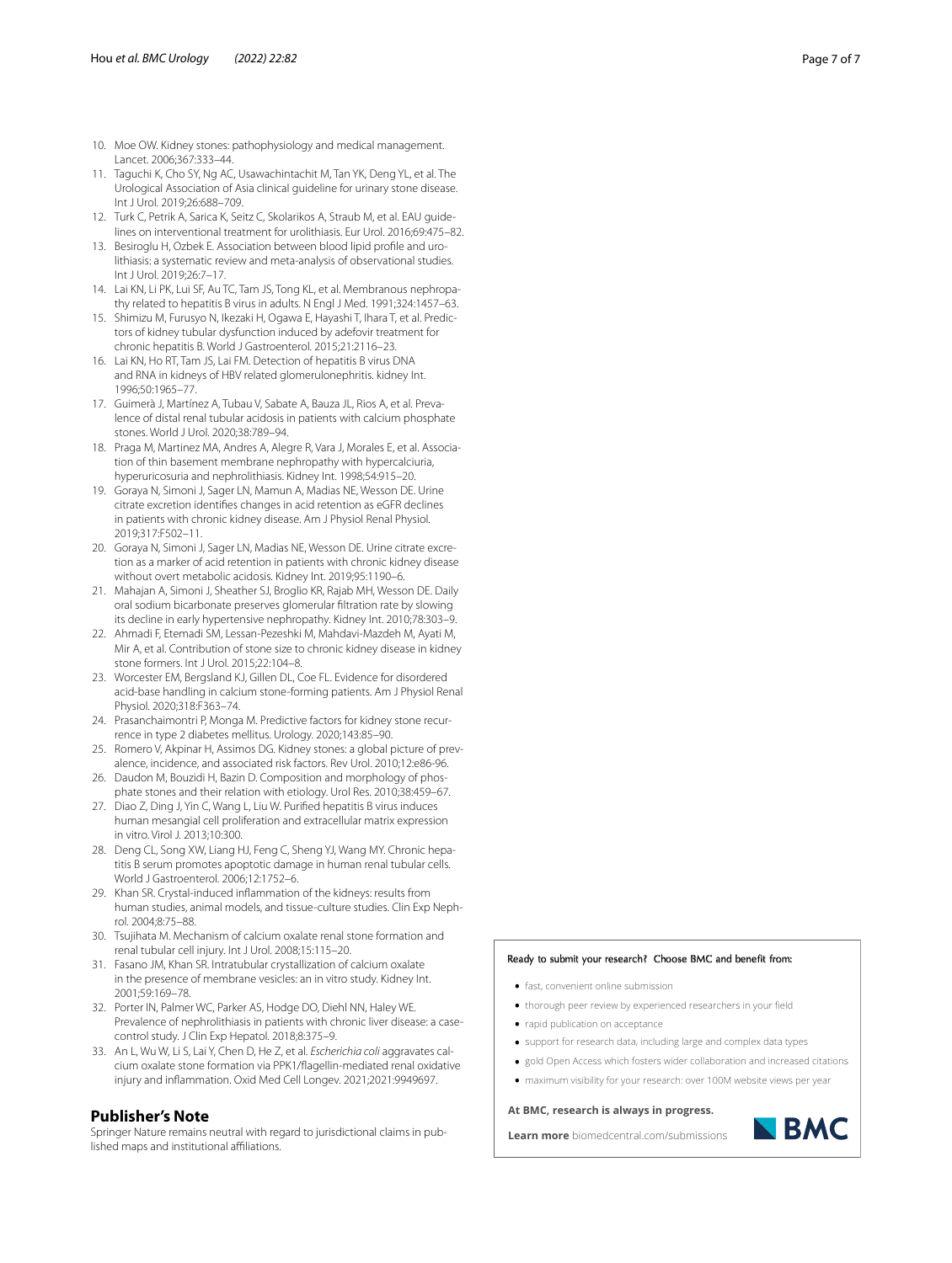10. Moe OW. Kidney stones: pathophysiology and medical management. Lancet. 2006;367:333–44.
11. Taguchi K, Cho SY, Ng AC, Usawachintachit M, Tan YK, Deng YL, et al. The Urological Association of Asia clinical guideline for urinary stone disease. Int J Urol. 2019;26:688–709.
12. Turk C, Petrik A, Sarica K, Seitz C, Skolarikos A, Straub M, et al. EAU guidelines on interventional treatment for urolithiasis. Eur Urol. 2016;69:475–82.
13. Besiroglu H, Ozbek E. Association between blood lipid profile and urolithiasis: a systematic review and meta-analysis of observational studies. Int J Urol. 2019;26:7–17.
14. Lai KN, Li PK, Lui SF, Au TC, Tam JS, Tong KL, et al. Membranous nephropathy related to hepatitis B virus in adults. N Engl J Med. 1991;324:1457–63.
15. Shimizu M, Furusyo N, Ikezaki H, Ogawa E, Hayashi T, Ihara T, et al. Predictors of kidney tubular dysfunction induced by adefovir treatment for chronic hepatitis B. World J Gastroenterol. 2015;21:2116–23.
16. Lai KN, Ho RT, Tam JS, Lai FM. Detection of hepatitis B virus DNA and RNA in kidneys of HBV related glomerulonephritis. kidney Int. 1996;50:1965–77.
17. Guimerà J, Martínez A, Tubau V, Sabate A, Bauza JL, Rios A, et al. Prevalence of distal renal tubular acidosis in patients with calcium phosphate stones. World J Urol. 2020;38:789–94.
18. Praga M, Martinez MA, Andres A, Alegre R, Vara J, Morales E, et al. Association of thin basement membrane nephropathy with hypercalciuria, hyperuricosuria and nephrolithiasis. Kidney Int. 1998;54:915–20.
19. Goraya N, Simoni J, Sager LN, Mamun A, Madias NE, Wesson DE. Urine citrate excretion identifies changes in acid retention as eGFR declines in patients with chronic kidney disease. Am J Physiol Renal Physiol. 2019;317:F502–11.
20. Goraya N, Simoni J, Sager LN, Madias NE, Wesson DE. Urine citrate excretion as a marker of acid retention in patients with chronic kidney disease without overt metabolic acidosis. Kidney Int. 2019;95:1190–6.
21. Mahajan A, Simoni J, Sheather SJ, Broglio KR, Rajab MH, Wesson DE. Daily oral sodium bicarbonate preserves glomerular filtration rate by slowing its decline in early hypertensive nephropathy. Kidney Int. 2010;78:303–9.
22. Ahmadi F, Etemadi SM, Lessan-Pezeshki M, Mahdavi-Mazdeh M, Ayati M, Mir A, et al. Contribution of stone size to chronic kidney disease in kidney stone formers. Int J Urol. 2015;22:104–8.
23. Worcester EM, Bergsland KJ, Gillen DL, Coe FL. Evidence for disordered acid-base handling in calcium stone-forming patients. Am J Physiol Renal Physiol. 2020;318:F363–74.
24. Prasanchaimontri P, Monga M. Predictive factors for kidney stone recurrence in type 2 diabetes mellitus. Urology. 2020;143:85–90.
25. Romero V, Akpinar H, Assimos DG. Kidney stones: a global picture of prevalence, incidence, and associated risk factors. Rev Urol. 2010;12:e86-96.
26. Daudon M, Bouzidi H, Bazin D. Composition and morphology of phosphate stones and their relation with etiology. Urol Res. 2010;38:459–67.
27. Diao Z, Ding J, Yin C, Wang L, Liu W. Purified hepatitis B virus induces human mesangial cell proliferation and extracellular matrix expression in vitro. Virol J. 2013;10:300.
28. Deng CL, Song XW, Liang HJ, Feng C, Sheng YJ, Wang MY. Chronic hepatitis B serum promotes apoptotic damage in human renal tubular cells. World J Gastroenterol. 2006;12:1752–6.
29. Khan SR. Crystal-induced inflammation of the kidneys: results from human studies, animal models, and tissue-culture studies. Clin Exp Nephrol. 2004;8:75–88.
30. Tsujihata M. Mechanism of calcium oxalate renal stone formation and renal tubular cell injury. Int J Urol. 2008;15:115–20.
31. Fasano JM, Khan SR. Intratubular crystallization of calcium oxalate in the presence of membrane vesicles: an in vitro study. Kidney Int. 2001;59:169–78.
32. Porter IN, Palmer WC, Parker AS, Hodge DO, Diehl NN, Haley WE. Prevalence of nephrolithiasis in patients with chronic liver disease: a case-control study. J Clin Exp Hepatol. 2018;8:375–9.
33. An L, Wu W, Li S, Lai Y, Chen D, He Z, et al. *Escherichia coli* aggravates calcium oxalate stone formation via PPK1/flagellin-mediated renal oxidative injury and inflammation. Oxid Med Cell Longev. 2021;2021:9949697.

## Publisher's Note

Springer Nature remains neutral with regard to jurisdictional claims in published maps and institutional affiliations.

Ready to submit your research? Choose BMC and benefit from:

- fast, convenient online submission
- thorough peer review by experienced researchers in your field
- rapid publication on acceptance
- support for research data, including large and complex data types
- gold Open Access which fosters wider collaboration and increased citations
- maximum visibility for your research: over 100M website views per year

**At BMC, research is always in progress.**

**Learn more** biomedcentral.com/submissions

BMC